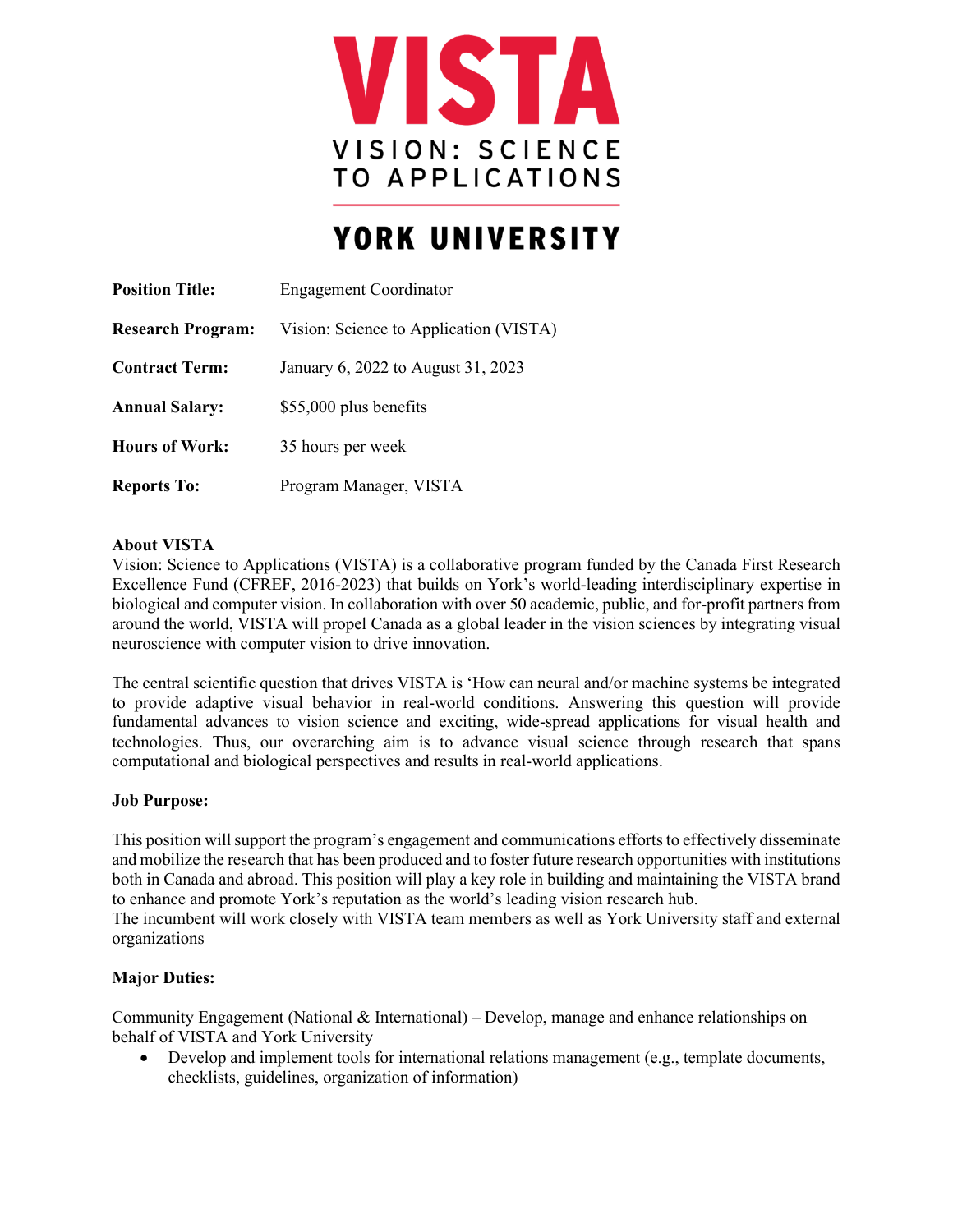# VISTA

VISION: SCIENCE TO APPLICATIONS

YORK UNIVERSITY

| | |
|---|---|
| **Position Title:** | Engagement Coordinator |
| **Research Program:** | Vision: Science to Application (VISTA) |
| **Contract Term:** | January 6, 2022 to August 31, 2023 |
| **Annual Salary:** | $55,000 plus benefits |
| **Hours of Work:** | 35 hours per week |
| **Reports To:** | Program Manager, VISTA |

**About VISTA**

Vision: Science to Applications (VISTA) is a collaborative program funded by the Canada First Research Excellence Fund (CFREF, 2016-2023) that builds on York's world-leading interdisciplinary expertise in biological and computer vision. In collaboration with over 50 academic, public, and for-profit partners from around the world, VISTA will propel Canada as a global leader in the vision sciences by integrating visual neuroscience with computer vision to drive innovation.

The central scientific question that drives VISTA is 'How can neural and/or machine systems be integrated to provide adaptive visual behavior in real-world conditions. Answering this question will provide fundamental advances to vision science and exciting, wide-spread applications for visual health and technologies. Thus, our overarching aim is to advance visual science through research that spans computational and biological perspectives and results in real-world applications.

**Job Purpose:**

This position will support the program's engagement and communications efforts to effectively disseminate and mobilize the research that has been produced and to foster future research opportunities with institutions both in Canada and abroad. This position will play a key role in building and maintaining the VISTA brand to enhance and promote York's reputation as the world's leading vision research hub.
The incumbent will work closely with VISTA team members as well as York University staff and external organizations

**Major Duties:**

Community Engagement (National & International) – Develop, manage and enhance relationships on behalf of VISTA and York University

- Develop and implement tools for international relations management (e.g., template documents, checklists, guidelines, organization of information)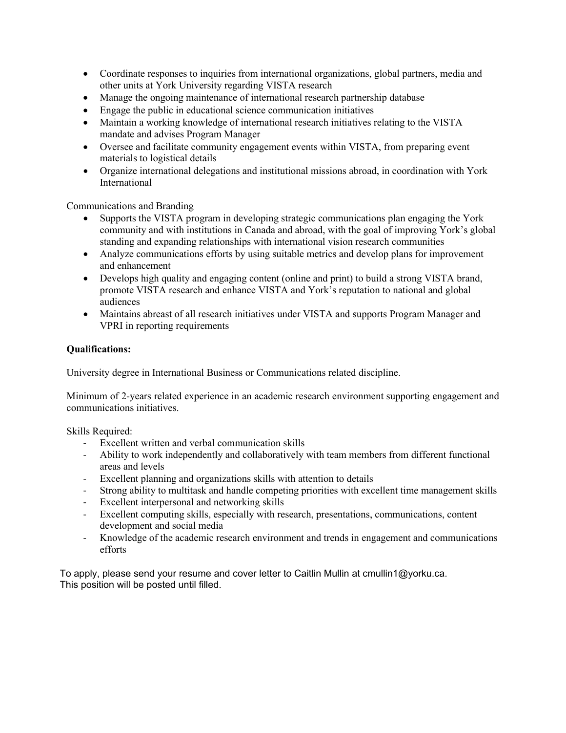- Coordinate responses to inquiries from international organizations, global partners, media and other units at York University regarding VISTA research
- Manage the ongoing maintenance of international research partnership database
- Engage the public in educational science communication initiatives
- Maintain a working knowledge of international research initiatives relating to the VISTA mandate and advises Program Manager
- Oversee and facilitate community engagement events within VISTA, from preparing event materials to logistical details
- Organize international delegations and institutional missions abroad, in coordination with York International

Communications and Branding

- Supports the VISTA program in developing strategic communications plan engaging the York community and with institutions in Canada and abroad, with the goal of improving York's global standing and expanding relationships with international vision research communities
- Analyze communications efforts by using suitable metrics and develop plans for improvement and enhancement
- Develops high quality and engaging content (online and print) to build a strong VISTA brand, promote VISTA research and enhance VISTA and York's reputation to national and global audiences
- Maintains abreast of all research initiatives under VISTA and supports Program Manager and VPRI in reporting requirements

**Qualifications:**

University degree in International Business or Communications related discipline.

Minimum of 2-years related experience in an academic research environment supporting engagement and communications initiatives.

Skills Required:

- Excellent written and verbal communication skills
- Ability to work independently and collaboratively with team members from different functional areas and levels
- Excellent planning and organizations skills with attention to details
- Strong ability to multitask and handle competing priorities with excellent time management skills
- Excellent interpersonal and networking skills
- Excellent computing skills, especially with research, presentations, communications, content development and social media
- Knowledge of the academic research environment and trends in engagement and communications efforts

To apply, please send your resume and cover letter to Caitlin Mullin at cmullin1@yorku.ca.
This position will be posted until filled.